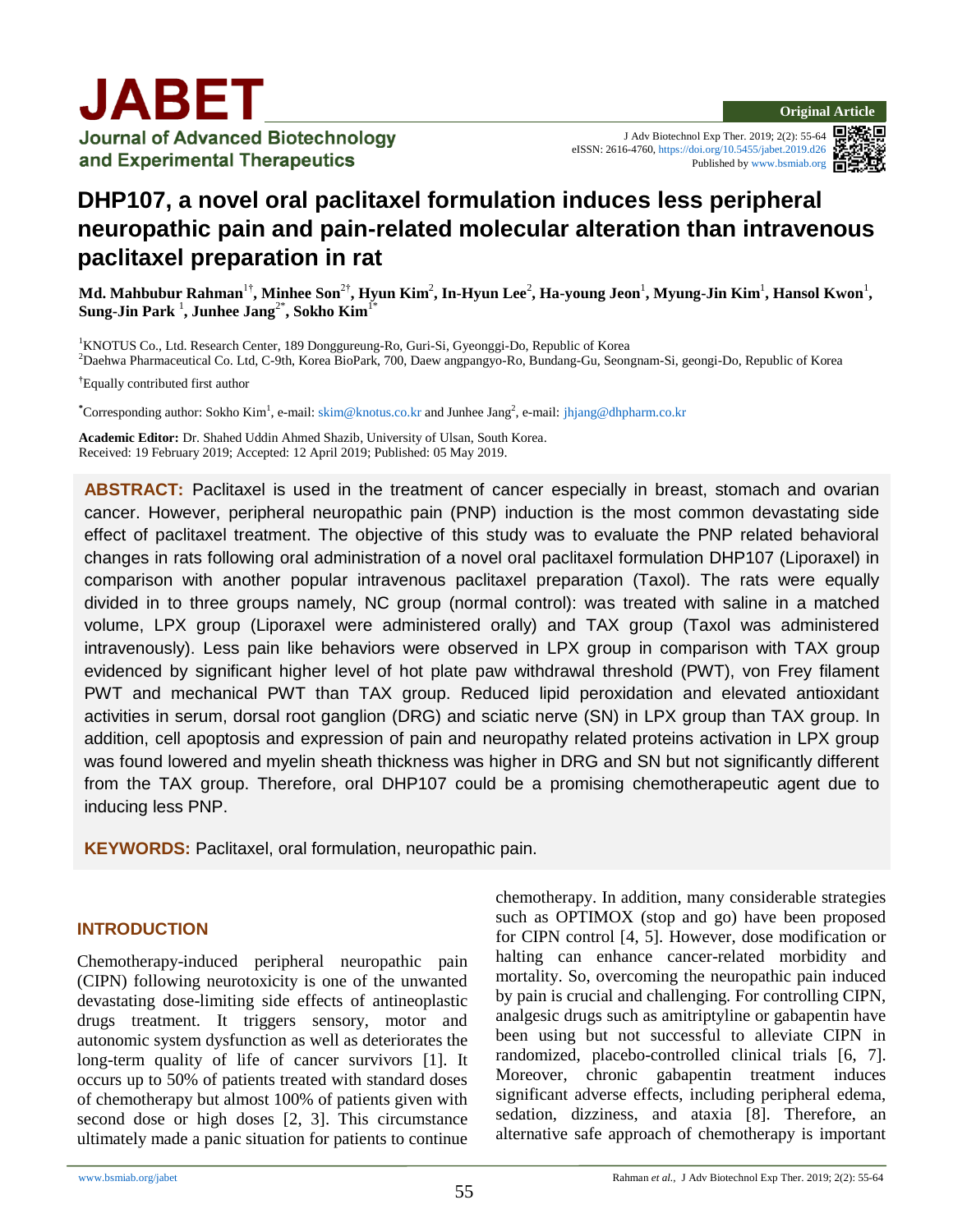# DHP107, a novel oral paclitaxel formulation induces less peripheral neuropathic pain and pain-related molecular alteration than intravenous paclitaxel preparation in rat

**Md. Mahbubur Rahman[1†], Minhee Son[2†], Hyun Kim[2], In-Hyun Lee[2], Ha-young Jeon[1], Myung-Jin Kim[1], Hansol Kwon[1], Sung-Jin Park [1], Junhee Jang[2*], Sokho Kim[1*]**

[1]KNOTUS Co., Ltd. Research Center, 189 Donggureung-Ro, Guri-Si, Gyeonggi-Do, Republic of Korea
[2]Daehwa Pharmaceutical Co. Ltd, C-9th, Korea BioPark, 700, Daew angpangyo-Ro, Bundang-Gu, Seongnam-Si, geongi-Do, Republic of Korea

[†]Equally contributed first author

[*]Corresponding author: Sokho Kim[1], e-mail: skim@knotus.co.kr and Junhee Jang[2], e-mail: jhjang@dhpharm.co.kr

**Academic Editor:** Dr. Shahed Uddin Ahmed Shazib, University of Ulsan, South Korea.
Received: 19 February 2019; Accepted: 12 April 2019; Published: 05 May 2019.

**ABSTRACT:** Paclitaxel is used in the treatment of cancer especially in breast, stomach and ovarian cancer. However, peripheral neuropathic pain (PNP) induction is the most common devastating side effect of paclitaxel treatment. The objective of this study was to evaluate the PNP related behavioral changes in rats following oral administration of a novel oral paclitaxel formulation DHP107 (Liporaxel) in comparison with another popular intravenous paclitaxel preparation (Taxol). The rats were equally divided in to three groups namely, NC group (normal control): was treated with saline in a matched volume, LPX group (Liporaxel were administered orally) and TAX group (Taxol was administered intravenously). Less pain like behaviors were observed in LPX group in comparison with TAX group evidenced by significant higher level of hot plate paw withdrawal threshold (PWT), von Frey filament PWT and mechanical PWT than TAX group. Reduced lipid peroxidation and elevated antioxidant activities in serum, dorsal root ganglion (DRG) and sciatic nerve (SN) in LPX group than TAX group. In addition, cell apoptosis and expression of pain and neuropathy related proteins activation in LPX group was found lowered and myelin sheath thickness was higher in DRG and SN but not significantly different from the TAX group. Therefore, oral DHP107 could be a promising chemotherapeutic agent due to inducing less PNP.

**KEYWORDS:** Paclitaxel, oral formulation, neuropathic pain.

## INTRODUCTION

Chemotherapy-induced peripheral neuropathic pain (CIPN) following neurotoxicity is one of the unwanted devastating dose-limiting side effects of antineoplastic drugs treatment. It triggers sensory, motor and autonomic system dysfunction as well as deteriorates the long-term quality of life of cancer survivors [1]. It occurs up to 50% of patients treated with standard doses of chemotherapy but almost 100% of patients given with second dose or high doses [2, 3]. This circumstance ultimately made a panic situation for patients to continue chemotherapy. In addition, many considerable strategies such as OPTIMOX (stop and go) have been proposed for CIPN control [4, 5]. However, dose modification or halting can enhance cancer-related morbidity and mortality. So, overcoming the neuropathic pain induced by pain is crucial and challenging. For controlling CIPN, analgesic drugs such as amitriptyline or gabapentin have been using but not successful to alleviate CIPN in randomized, placebo-controlled clinical trials [6, 7]. Moreover, chronic gabapentin treatment induces significant adverse effects, including peripheral edema, sedation, dizziness, and ataxia [8]. Therefore, an alternative safe approach of chemotherapy is important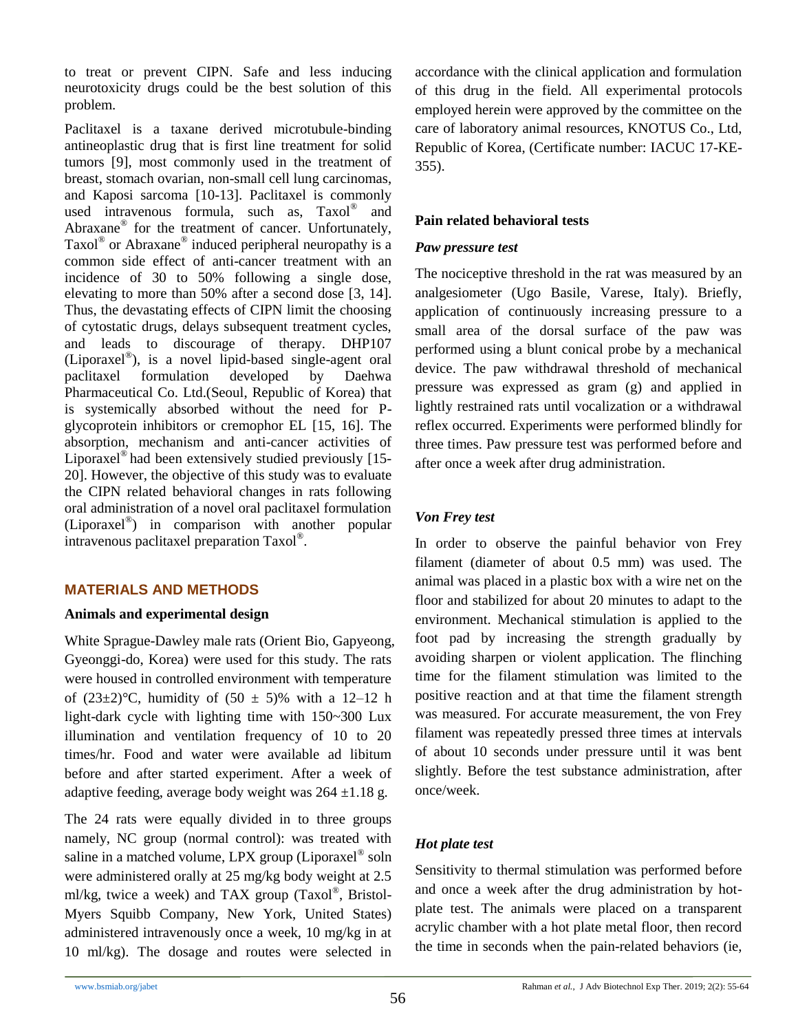to treat or prevent CIPN. Safe and less inducing neurotoxicity drugs could be the best solution of this problem.

Paclitaxel is a taxane derived microtubule-binding antineoplastic drug that is first line treatment for solid tumors [9], most commonly used in the treatment of breast, stomach ovarian, non-small cell lung carcinomas, and Kaposi sarcoma [10-13]. Paclitaxel is commonly used intravenous formula, such as, Taxol® and Abraxane® for the treatment of cancer. Unfortunately, Taxol® or Abraxane® induced peripheral neuropathy is a common side effect of anti-cancer treatment with an incidence of 30 to 50% following a single dose, elevating to more than 50% after a second dose [3, 14]. Thus, the devastating effects of CIPN limit the choosing of cytostatic drugs, delays subsequent treatment cycles, and leads to discourage of therapy. DHP107 (Liporaxel®), is a novel lipid-based single-agent oral paclitaxel formulation developed by Daehwa Pharmaceutical Co. Ltd.(Seoul, Republic of Korea) that is systemically absorbed without the need for P-glycoprotein inhibitors or cremophor EL [15, 16]. The absorption, mechanism and anti-cancer activities of Liporaxel® had been extensively studied previously [15-20]. However, the objective of this study was to evaluate the CIPN related behavioral changes in rats following oral administration of a novel oral paclitaxel formulation (Liporaxel®) in comparison with another popular intravenous paclitaxel preparation Taxol®.

## MATERIALS AND METHODS

### Animals and experimental design

White Sprague-Dawley male rats (Orient Bio, Gapyeong, Gyeonggi-do, Korea) were used for this study. The rats were housed in controlled environment with temperature of (23±2)°C, humidity of (50 ± 5)% with a 12–12 h light-dark cycle with lighting time with 150~300 Lux illumination and ventilation frequency of 10 to 20 times/hr. Food and water were available ad libitum before and after started experiment. After a week of adaptive feeding, average body weight was 264 ±1.18 g.

The 24 rats were equally divided in to three groups namely, NC group (normal control): was treated with saline in a matched volume, LPX group (Liporaxel® soln were administered orally at 25 mg/kg body weight at 2.5 ml/kg, twice a week) and TAX group (Taxol®, Bristol-Myers Squibb Company, New York, United States) administered intravenously once a week, 10 mg/kg in at 10 ml/kg). The dosage and routes were selected in accordance with the clinical application and formulation of this drug in the field. All experimental protocols employed herein were approved by the committee on the care of laboratory animal resources, KNOTUS Co., Ltd, Republic of Korea, (Certificate number: IACUC 17-KE-355).

### Pain related behavioral tests

#### *Paw pressure test*

The nociceptive threshold in the rat was measured by an analgesiometer (Ugo Basile, Varese, Italy). Briefly, application of continuously increasing pressure to a small area of the dorsal surface of the paw was performed using a blunt conical probe by a mechanical device. The paw withdrawal threshold of mechanical pressure was expressed as gram (g) and applied in lightly restrained rats until vocalization or a withdrawal reflex occurred. Experiments were performed blindly for three times. Paw pressure test was performed before and after once a week after drug administration.

#### *Von Frey test*

In order to observe the painful behavior von Frey filament (diameter of about 0.5 mm) was used. The animal was placed in a plastic box with a wire net on the floor and stabilized for about 20 minutes to adapt to the environment. Mechanical stimulation is applied to the foot pad by increasing the strength gradually by avoiding sharpen or violent application. The flinching time for the filament stimulation was limited to the positive reaction and at that time the filament strength was measured. For accurate measurement, the von Frey filament was repeatedly pressed three times at intervals of about 10 seconds under pressure until it was bent slightly. Before the test substance administration, after once/week.

#### *Hot plate test*

Sensitivity to thermal stimulation was performed before and once a week after the drug administration by hot-plate test. The animals were placed on a transparent acrylic chamber with a hot plate metal floor, then record the time in seconds when the pain-related behaviors (ie,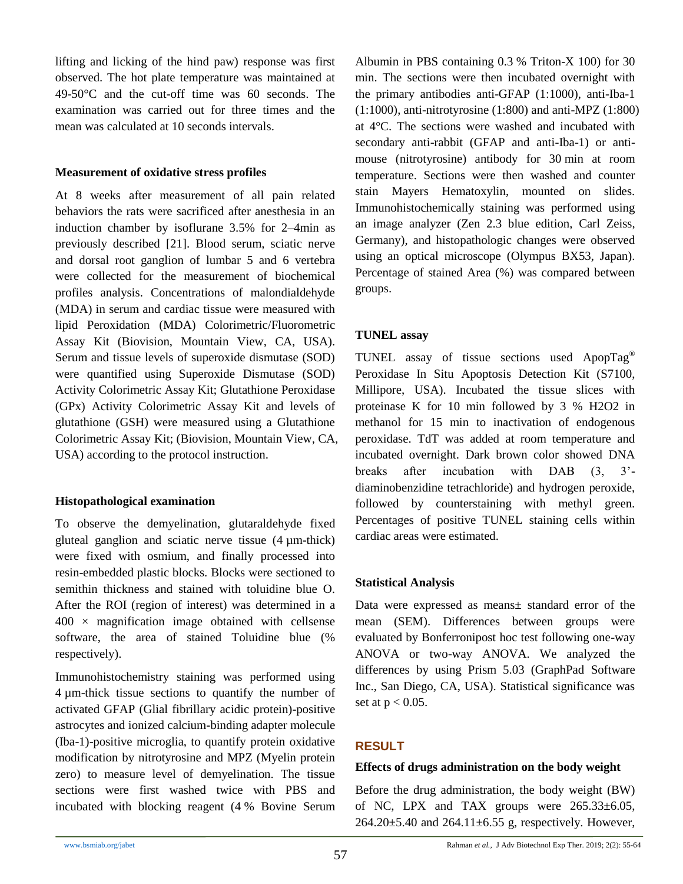lifting and licking of the hind paw) response was first observed. The hot plate temperature was maintained at 49-50°C and the cut-off time was 60 seconds. The examination was carried out for three times and the mean was calculated at 10 seconds intervals.

**Measurement of oxidative stress profiles**

At 8 weeks after measurement of all pain related behaviors the rats were sacrificed after anesthesia in an induction chamber by isoflurane 3.5% for 2–4min as previously described [21]. Blood serum, sciatic nerve and dorsal root ganglion of lumbar 5 and 6 vertebra were collected for the measurement of biochemical profiles analysis. Concentrations of malondialdehyde (MDA) in serum and cardiac tissue were measured with lipid Peroxidation (MDA) Colorimetric/Fluorometric Assay Kit (Biovision, Mountain View, CA, USA). Serum and tissue levels of superoxide dismutase (SOD) were quantified using Superoxide Dismutase (SOD) Activity Colorimetric Assay Kit; Glutathione Peroxidase (GPx) Activity Colorimetric Assay Kit and levels of glutathione (GSH) were measured using a Glutathione Colorimetric Assay Kit; (Biovision, Mountain View, CA, USA) according to the protocol instruction.

**Histopathological examination**

To observe the demyelination, glutaraldehyde fixed gluteal ganglion and sciatic nerve tissue (4 µm-thick) were fixed with osmium, and finally processed into resin-embedded plastic blocks. Blocks were sectioned to semithin thickness and stained with toluidine blue O. After the ROI (region of interest) was determined in a 400 × magnification image obtained with cellsense software, the area of stained Toluidine blue (% respectively).

Immunohistochemistry staining was performed using 4 µm-thick tissue sections to quantify the number of activated GFAP (Glial fibrillary acidic protein)-positive astrocytes and ionized calcium-binding adapter molecule (Iba-1)-positive microglia, to quantify protein oxidative modification by nitrotyrosine and MPZ (Myelin protein zero) to measure level of demyelination. The tissue sections were first washed twice with PBS and incubated with blocking reagent (4 % Bovine Serum Albumin in PBS containing 0.3 % Triton-X 100) for 30 min. The sections were then incubated overnight with the primary antibodies anti-GFAP (1:1000), anti-Iba-1 (1:1000), anti-nitrotyrosine (1:800) and anti-MPZ (1:800) at 4°C. The sections were washed and incubated with secondary anti-rabbit (GFAP and anti-Iba-1) or anti-mouse (nitrotyrosine) antibody for 30 min at room temperature. Sections were then washed and counter stain Mayers Hematoxylin, mounted on slides. Immunohistochemically staining was performed using an image analyzer (Zen 2.3 blue edition, Carl Zeiss, Germany), and histopathologic changes were observed using an optical microscope (Olympus BX53, Japan). Percentage of stained Area (%) was compared between groups.

**TUNEL assay**

TUNEL assay of tissue sections used ApopTag® Peroxidase In Situ Apoptosis Detection Kit (S7100, Millipore, USA). Incubated the tissue slices with proteinase K for 10 min followed by 3 % $H_2O_2$ in methanol for 15 min to inactivation of endogenous peroxidase. TdT was added at room temperature and incubated overnight. Dark brown color showed DNA breaks after incubation with DAB (3, 3'-diaminobenzidine tetrachloride) and hydrogen peroxide, followed by counterstaining with methyl green. Percentages of positive TUNEL staining cells within cardiac areas were estimated.

**Statistical Analysis**

Data were expressed as means± standard error of the mean (SEM). Differences between groups were evaluated by Bonferronipost hoc test following one-way ANOVA or two-way ANOVA. We analyzed the differences by using Prism 5.03 (GraphPad Software Inc., San Diego, CA, USA). Statistical significance was set at $p < 0.05$.

## RESULT

**Effects of drugs administration on the body weight**

Before the drug administration, the body weight (BW) of NC, LPX and TAX groups were 265.33±6.05, 264.20±5.40 and 264.11±6.55 g, respectively. However,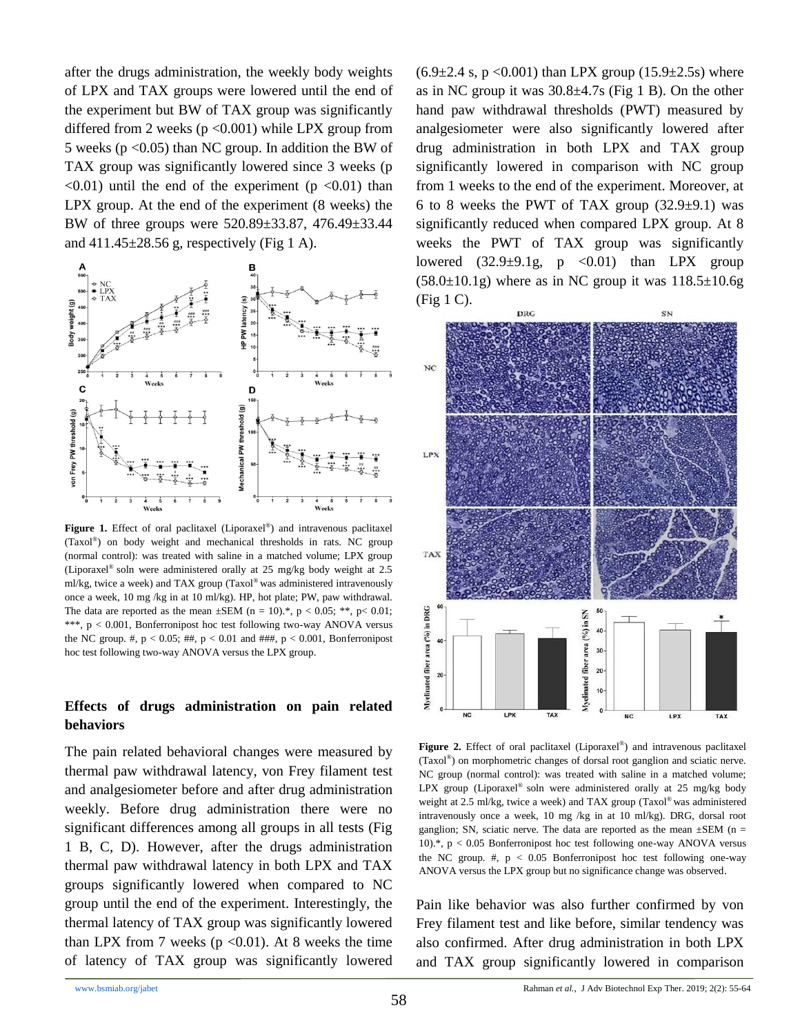after the drugs administration, the weekly body weights of LPX and TAX groups were lowered until the end of the experiment but BW of TAX group was significantly differed from 2 weeks ($p < 0.001$) while LPX group from 5 weeks ($p < 0.05$) than NC group. In addition the BW of TAX group was significantly lowered since 3 weeks ($p < 0.01$) until the end of the experiment ($p < 0.01$) than LPX group. At the end of the experiment (8 weeks) the BW of three groups were 520.89±33.87, 476.49±33.44 and 411.45±28.56 g, respectively (Fig 1 A).

**Figure 1.** Effect of oral paclitaxel (Liporaxel®) and intravenous paclitaxel (Taxol®) on body weight and mechanical thresholds in rats. NC group (normal control): was treated with saline in a matched volume; LPX group (Liporaxel® soln were administered orally at 25 mg/kg body weight at 2.5 ml/kg, twice a week) and TAX group (Taxol® was administered intravenously once a week, 10 mg /kg in at 10 ml/kg). HP, hot plate; PW, paw withdrawal. The data are reported as the mean ±SEM (n = 10).*, $p < 0.05$; **, $p < 0.01$; ***, $p < 0.001$, Bonferronipost hoc test following two-way ANOVA versus the NC group. #, $p < 0.05$; ##, $p < 0.01$ and ###, $p < 0.001$, Bonferronipost hoc test following two-way ANOVA versus the LPX group.

## Effects of drugs administration on pain related behaviors

The pain related behavioral changes were measured by thermal paw withdrawal latency, von Frey filament test and analgesiometer before and after drug administration weekly. Before drug administration there were no significant differences among all groups in all tests (Fig 1 B, C, D). However, after the drugs administration thermal paw withdrawal latency in both LPX and TAX groups significantly lowered when compared to NC group until the end of the experiment. Interestingly, the thermal latency of TAX group was significantly lowered than LPX from 7 weeks ($p < 0.01$). At 8 weeks the time of latency of TAX group was significantly lowered (6.9±2.4 s, $p < 0.001$) than LPX group (15.9±2.5s) where as in NC group it was 30.8±4.7s (Fig 1 B). On the other hand paw withdrawal thresholds (PWT) measured by analgesiometer were also significantly lowered after drug administration in both LPX and TAX group significantly lowered in comparison with NC group from 1 weeks to the end of the experiment. Moreover, at 6 to 8 weeks the PWT of TAX group (32.9±9.1) was significantly reduced when compared LPX group. At 8 weeks the PWT of TAX group was significantly lowered (32.9±9.1g, $p < 0.01$) than LPX group (58.0±10.1g) where as in NC group it was 118.5±10.6g (Fig 1 C).

**Figure 2.** Effect of oral paclitaxel (Liporaxel®) and intravenous paclitaxel (Taxol®) on morphometric changes of dorsal root ganglion and sciatic nerve. NC group (normal control): was treated with saline in a matched volume; LPX group (Liporaxel® soln were administered orally at 25 mg/kg body weight at 2.5 ml/kg, twice a week) and TAX group (Taxol® was administered intravenously once a week, 10 mg /kg in at 10 ml/kg). DRG, dorsal root ganglion; SN, sciatic nerve. The data are reported as the mean ±SEM (n = 10).*, $p < 0.05$ Bonferronipost hoc test following one-way ANOVA versus the NC group. #, $p < 0.05$ Bonferronipost hoc test following one-way ANOVA versus the LPX group but no significance change was observed.

Pain like behavior was also further confirmed by von Frey filament test and like before, similar tendency was also confirmed. After drug administration in both LPX and TAX group significantly lowered in comparison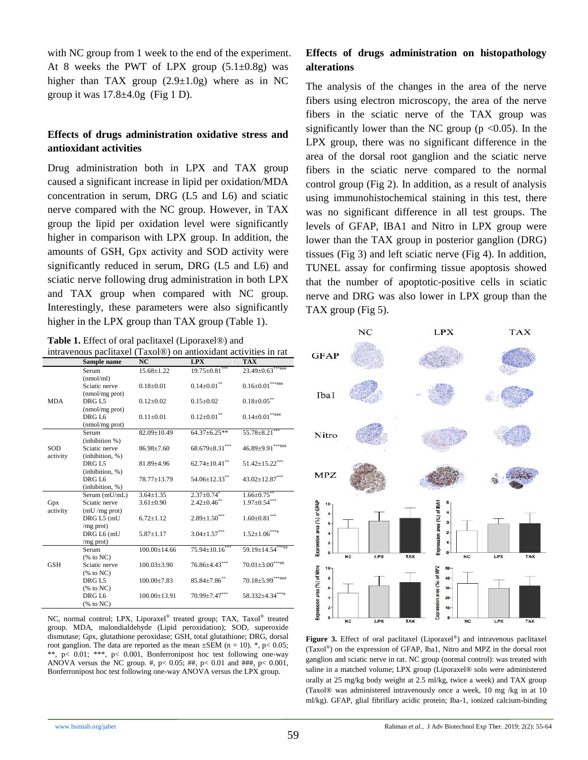with NC group from 1 week to the end of the experiment. At 8 weeks the PWT of LPX group (5.1±0.8g) was higher than TAX group (2.9±1.0g) where as in NC group it was 17.8±4.0g (Fig 1 D).

### Effects of drugs administration oxidative stress and antioxidant activities

Drug administration both in LPX and TAX group caused a significant increase in lipid per oxidation/MDA concentration in serum, DRG (L5 and L6) and sciatic nerve compared with the NC group. However, in TAX group the lipid per oxidation level were significantly higher in comparison with LPX group. In addition, the amounts of GSH, Gpx activity and SOD activity were significantly reduced in serum, DRG (L5 and L6) and sciatic nerve following drug administration in both LPX and TAX group when compared with NC group. Interestingly, these parameters were also significantly higher in the LPX group than TAX group (Table 1).

**Table 1.** Effect of oral paclitaxel (Liporaxel®) and intravenous paclitaxel (Taxol®) on antioxidant activities in rat

| | Sample name | NC | LPX | TAX |
|---|---|---|---|---|
| MDA | Serum (nmol/ml) | 15.68±1.22 | 19.75±0.81*** | 23.49±0.63***### |
| | Sciatic nerve (nmol/mg prot) | 0.18±0.01 | 0.14±0.01** | 0.16±0.01***### |
| | DRG L5 (nmol/mg prot) | 0.12±0.02 | 0.15±0.02 | 0.18±0.05** |
| | DRG L6 (nmol/mg prot) | 0.11±0.01 | 0.12±0.01** | 0.14±0.01**### |
| SOD activity | Serum (inhibition %) | 82.09±10.49 | 64.37±6.25** | 55.78±8.21*** |
| | Sciatic nerve (inhibition, %) | 86.98±7.60 | 68.679±8.31*** | 46.89±9.91***### |
| | DRG L5 (inhibition, %) | 81.89±4.96 | 62.74±10.41** | 51.42±15.22*** |
| | DRG L6 (inhibition, %) | 78.77±13.79 | 54.06±12.33** | 43.02±12.87*** |
| Gpx activity | Serum (mU/mL) | 3.64±1.35 | 2.37±0.74* | 1.66±0.75** |
| | Sciatic nerve (mU /mg prot) | 3.61±0.90 | 2.42±0.46** | 1.97±0.54*** |
| | DRG L5 (mU /mg prot) | 6.72±1.12 | 2.89±1.50*** | 1.60±0.81*** |
| | DRG L6 (mU /mg prot) | 5.87±1.17 | 3.04±1.57*** | 1.52±1.06***# |
| GSH | Serum (% to NC) | 100.00±14.66 | 75.94±10.16*** | 59.19±14.54***## |
| | Sciatic nerve (% to NC) | 100.03±3.90 | 76.86±4.43*** | 70.01±3.00***## |
| | DRG L5 (% to NC) | 100.00±7.83 | 85.84±7.86** | 70.18±5.99***### |
| | DRG L6 (% to NC) | 100.00±13.91 | 70.99±7.47*** | 58.332±4.34***# |

NC, normal control; LPX, Liporaxel® treated group; TAX, Taxol® treated group. MDA, malondialdehyde (Lipid peroxidation); SOD, superoxide dismutase; Gpx, glutathione peroxidase; GSH, total glutathione; DRG, dorsal root ganglion. The data are reported as the mean ±SEM (n = 10). *, p< 0.05; **, p< 0.01; ***, p< 0.001, Bonferronipost hoc test following one-way ANOVA versus the NC group. #, p< 0.05; ##, p< 0.01 and ###, p< 0.001, Bonferronipost hoc test following one-way ANOVA versus the LPX group.

### Effects of drugs administration on histopathology alterations

The analysis of the changes in the area of the nerve fibers using electron microscopy, the area of the nerve fibers in the sciatic nerve of the TAX group was significantly lower than the NC group (p <0.05). In the LPX group, there was no significant difference in the area of the dorsal root ganglion and the sciatic nerve fibers in the sciatic nerve compared to the normal control group (Fig 2). In addition, as a result of analysis using immunohistochemical staining in this test, there was no significant difference in all test groups. The levels of GFAP, IBA1 and Nitro in LPX group were lower than the TAX group in posterior ganglion (DRG) tissues (Fig 3) and left sciatic nerve (Fig 4). In addition, TUNEL assay for confirming tissue apoptosis showed that the number of apoptotic-positive cells in sciatic nerve and DRG was also lower in LPX group than the TAX group (Fig 5).

**Figure 3.** Effect of oral paclitaxel (Liporaxel®) and intravenous paclitaxel (Taxol®) on the expression of GFAP, Iba1, Nitro and MPZ in the dorsal root ganglion and sciatic nerve in rat. NC group (normal control): was treated with saline in a matched volume; LPX group (Liporaxel® soln were administered orally at 25 mg/kg body weight at 2.5 ml/kg, twice a week) and TAX group (Taxol® was administered intravenously once a week, 10 mg /kg in at 10 ml/kg). GFAP, glial fibrillary acidic protein; Iba-1, ionized calcium-binding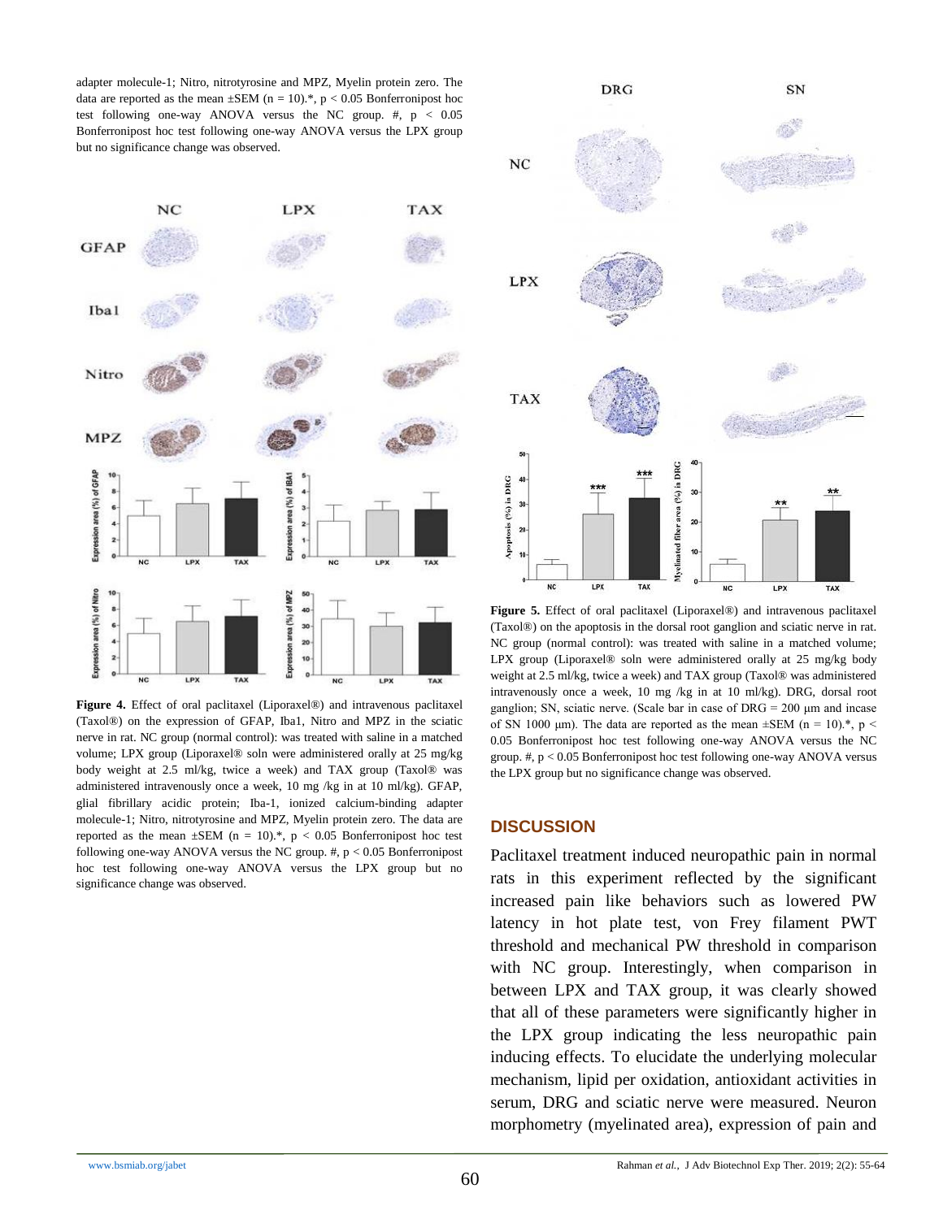adapter molecule-1; Nitro, nitrotyrosine and MPZ, Myelin protein zero. The data are reported as the mean ±SEM (n = 10).*, $p < 0.05$ Bonferronipost hoc test following one-way ANOVA versus the NC group. #, $p < 0.05$ Bonferronipost hoc test following one-way ANOVA versus the LPX group but no significance change was observed.

**Figure 4.** Effect of oral paclitaxel (Liporaxel®) and intravenous paclitaxel (Taxol®) on the expression of GFAP, Iba1, Nitro and MPZ in the sciatic nerve in rat. NC group (normal control): was treated with saline in a matched volume; LPX group (Liporaxel® soln were administered orally at 25 mg/kg body weight at 2.5 ml/kg, twice a week) and TAX group (Taxol® was administered intravenously once a week, 10 mg /kg in at 10 ml/kg). GFAP, glial fibrillary acidic protein; Iba-1, ionized calcium-binding adapter molecule-1; Nitro, nitrotyrosine and MPZ, Myelin protein zero. The data are reported as the mean ±SEM (n = 10).*, $p < 0.05$ Bonferronipost hoc test following one-way ANOVA versus the NC group. #, $p < 0.05$ Bonferronipost hoc test following one-way ANOVA versus the LPX group but no significance change was observed.

**Figure 5.** Effect of oral paclitaxel (Liporaxel®) and intravenous paclitaxel (Taxol®) on the apoptosis in the dorsal root ganglion and sciatic nerve in rat. NC group (normal control): was treated with saline in a matched volume; LPX group (Liporaxel® soln were administered orally at 25 mg/kg body weight at 2.5 ml/kg, twice a week) and TAX group (Taxol® was administered intravenously once a week, 10 mg /kg in at 10 ml/kg). DRG, dorsal root ganglion; SN, sciatic nerve. (Scale bar in case of DRG = 200 μm and incase of SN 1000 μm). The data are reported as the mean ±SEM (n = 10).*, $p < 0.05$ Bonferronipost hoc test following one-way ANOVA versus the NC group. #, $p < 0.05$ Bonferronipost hoc test following one-way ANOVA versus the LPX group but no significance change was observed.

## DISCUSSION

Paclitaxel treatment induced neuropathic pain in normal rats in this experiment reflected by the significant increased pain like behaviors such as lowered PW latency in hot plate test, von Frey filament PWT threshold and mechanical PW threshold in comparison with NC group. Interestingly, when comparison in between LPX and TAX group, it was clearly showed that all of these parameters were significantly higher in the LPX group indicating the less neuropathic pain inducing effects. To elucidate the underlying molecular mechanism, lipid per oxidation, antioxidant activities in serum, DRG and sciatic nerve were measured. Neuron morphometry (myelinated area), expression of pain and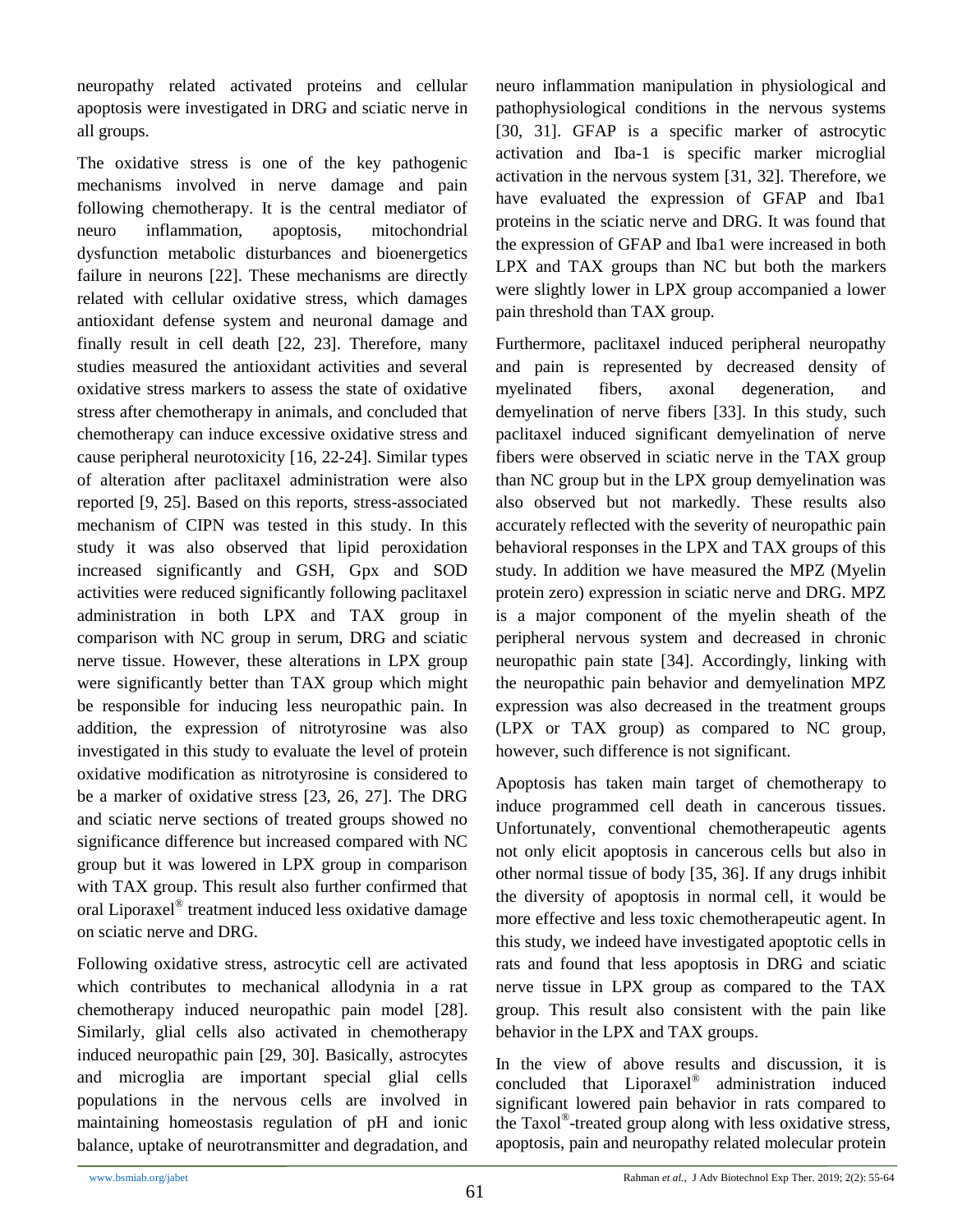neuropathy related activated proteins and cellular apoptosis were investigated in DRG and sciatic nerve in all groups.

The oxidative stress is one of the key pathogenic mechanisms involved in nerve damage and pain following chemotherapy. It is the central mediator of neuro inflammation, apoptosis, mitochondrial dysfunction metabolic disturbances and bioenergetics failure in neurons [22]. These mechanisms are directly related with cellular oxidative stress, which damages antioxidant defense system and neuronal damage and finally result in cell death [22, 23]. Therefore, many studies measured the antioxidant activities and several oxidative stress markers to assess the state of oxidative stress after chemotherapy in animals, and concluded that chemotherapy can induce excessive oxidative stress and cause peripheral neurotoxicity [16, 22-24]. Similar types of alteration after paclitaxel administration were also reported [9, 25]. Based on this reports, stress-associated mechanism of CIPN was tested in this study. In this study it was also observed that lipid peroxidation increased significantly and GSH, Gpx and SOD activities were reduced significantly following paclitaxel administration in both LPX and TAX group in comparison with NC group in serum, DRG and sciatic nerve tissue. However, these alterations in LPX group were significantly better than TAX group which might be responsible for inducing less neuropathic pain. In addition, the expression of nitrotyrosine was also investigated in this study to evaluate the level of protein oxidative modification as nitrotyrosine is considered to be a marker of oxidative stress [23, 26, 27]. The DRG and sciatic nerve sections of treated groups showed no significance difference but increased compared with NC group but it was lowered in LPX group in comparison with TAX group. This result also further confirmed that oral Liporaxel® treatment induced less oxidative damage on sciatic nerve and DRG.

Following oxidative stress, astrocytic cell are activated which contributes to mechanical allodynia in a rat chemotherapy induced neuropathic pain model [28]. Similarly, glial cells also activated in chemotherapy induced neuropathic pain [29, 30]. Basically, astrocytes and microglia are important special glial cells populations in the nervous cells are involved in maintaining homeostasis regulation of pH and ionic balance, uptake of neurotransmitter and degradation, and neuro inflammation manipulation in physiological and pathophysiological conditions in the nervous systems [30, 31]. GFAP is a specific marker of astrocytic activation and Iba-1 is specific marker microglial activation in the nervous system [31, 32]. Therefore, we have evaluated the expression of GFAP and Iba1 proteins in the sciatic nerve and DRG. It was found that the expression of GFAP and Iba1 were increased in both LPX and TAX groups than NC but both the markers were slightly lower in LPX group accompanied a lower pain threshold than TAX group.

Furthermore, paclitaxel induced peripheral neuropathy and pain is represented by decreased density of myelinated fibers, axonal degeneration, and demyelination of nerve fibers [33]. In this study, such paclitaxel induced significant demyelination of nerve fibers were observed in sciatic nerve in the TAX group than NC group but in the LPX group demyelination was also observed but not markedly. These results also accurately reflected with the severity of neuropathic pain behavioral responses in the LPX and TAX groups of this study. In addition we have measured the MPZ (Myelin protein zero) expression in sciatic nerve and DRG. MPZ is a major component of the myelin sheath of the peripheral nervous system and decreased in chronic neuropathic pain state [34]. Accordingly, linking with the neuropathic pain behavior and demyelination MPZ expression was also decreased in the treatment groups (LPX or TAX group) as compared to NC group, however, such difference is not significant.

Apoptosis has taken main target of chemotherapy to induce programmed cell death in cancerous tissues. Unfortunately, conventional chemotherapeutic agents not only elicit apoptosis in cancerous cells but also in other normal tissue of body [35, 36]. If any drugs inhibit the diversity of apoptosis in normal cell, it would be more effective and less toxic chemotherapeutic agent. In this study, we indeed have investigated apoptotic cells in rats and found that less apoptosis in DRG and sciatic nerve tissue in LPX group as compared to the TAX group. This result also consistent with the pain like behavior in the LPX and TAX groups.

In the view of above results and discussion, it is concluded that Liporaxel® administration induced significant lowered pain behavior in rats compared to the Taxol®-treated group along with less oxidative stress, apoptosis, pain and neuropathy related molecular protein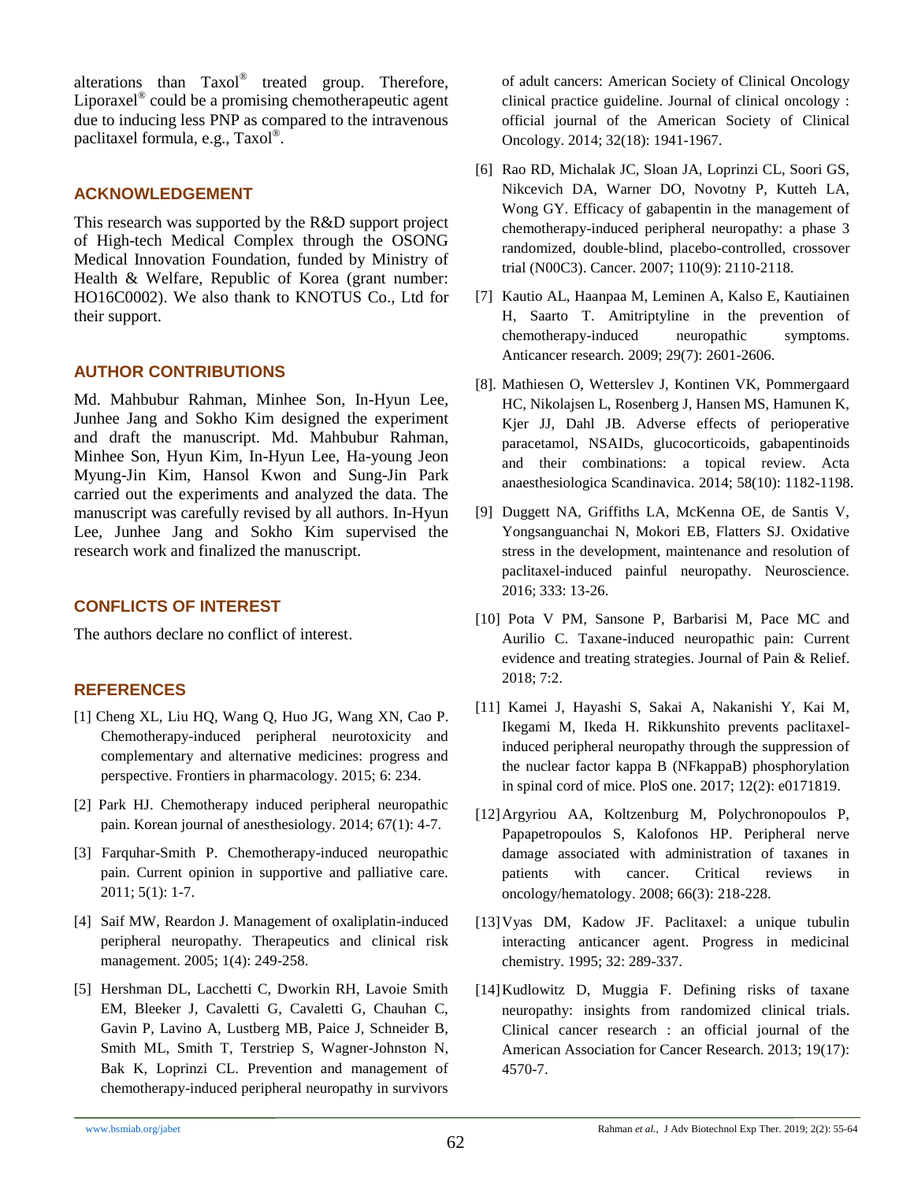alterations than Taxol® treated group. Therefore, Liporaxel® could be a promising chemotherapeutic agent due to inducing less PNP as compared to the intravenous paclitaxel formula, e.g., Taxol®.

## ACKNOWLEDGEMENT

This research was supported by the R&D support project of High-tech Medical Complex through the OSONG Medical Innovation Foundation, funded by Ministry of Health & Welfare, Republic of Korea (grant number: HO16C0002). We also thank to KNOTUS Co., Ltd for their support.

## AUTHOR CONTRIBUTIONS

Md. Mahbubur Rahman, Minhee Son, In-Hyun Lee, Junhee Jang and Sokho Kim designed the experiment and draft the manuscript. Md. Mahbubur Rahman, Minhee Son, Hyun Kim, In-Hyun Lee, Ha-young Jeon Myung-Jin Kim, Hansol Kwon and Sung-Jin Park carried out the experiments and analyzed the data. The manuscript was carefully revised by all authors. In-Hyun Lee, Junhee Jang and Sokho Kim supervised the research work and finalized the manuscript.

## CONFLICTS OF INTEREST

The authors declare no conflict of interest.

## REFERENCES

[1] Cheng XL, Liu HQ, Wang Q, Huo JG, Wang XN, Cao P. Chemotherapy-induced peripheral neurotoxicity and complementary and alternative medicines: progress and perspective. Frontiers in pharmacology. 2015; 6: 234.

[2] Park HJ. Chemotherapy induced peripheral neuropathic pain. Korean journal of anesthesiology. 2014; 67(1): 4-7.

[3] Farquhar-Smith P. Chemotherapy-induced neuropathic pain. Current opinion in supportive and palliative care. 2011; 5(1): 1-7.

[4] Saif MW, Reardon J. Management of oxaliplatin-induced peripheral neuropathy. Therapeutics and clinical risk management. 2005; 1(4): 249-258.

[5] Hershman DL, Lacchetti C, Dworkin RH, Lavoie Smith EM, Bleeker J, Cavaletti G, Cavaletti G, Chauhan C, Gavin P, Lavino A, Lustberg MB, Paice J, Schneider B, Smith ML, Smith T, Terstriep S, Wagner-Johnston N, Bak K, Loprinzi CL. Prevention and management of chemotherapy-induced peripheral neuropathy in survivors of adult cancers: American Society of Clinical Oncology clinical practice guideline. Journal of clinical oncology : official journal of the American Society of Clinical Oncology. 2014; 32(18): 1941-1967.

[6] Rao RD, Michalak JC, Sloan JA, Loprinzi CL, Soori GS, Nikcevich DA, Warner DO, Novotny P, Kutteh LA, Wong GY. Efficacy of gabapentin in the management of chemotherapy-induced peripheral neuropathy: a phase 3 randomized, double-blind, placebo-controlled, crossover trial (N00C3). Cancer. 2007; 110(9): 2110-2118.

[7] Kautio AL, Haanpaa M, Leminen A, Kalso E, Kautiainen H, Saarto T. Amitriptyline in the prevention of chemotherapy-induced neuropathic symptoms. Anticancer research. 2009; 29(7): 2601-2606.

[8]. Mathiesen O, Wetterslev J, Kontinen VK, Pommergaard HC, Nikolajsen L, Rosenberg J, Hansen MS, Hamunen K, Kjer JJ, Dahl JB. Adverse effects of perioperative paracetamol, NSAIDs, glucocorticoids, gabapentinoids and their combinations: a topical review. Acta anaesthesiologica Scandinavica. 2014; 58(10): 1182-1198.

[9] Duggett NA, Griffiths LA, McKenna OE, de Santis V, Yongsanguanchai N, Mokori EB, Flatters SJ. Oxidative stress in the development, maintenance and resolution of paclitaxel-induced painful neuropathy. Neuroscience. 2016; 333: 13-26.

[10] Pota V PM, Sansone P, Barbarisi M, Pace MC and Aurilio C. Taxane-induced neuropathic pain: Current evidence and treating strategies. Journal of Pain & Relief. 2018; 7:2.

[11] Kamei J, Hayashi S, Sakai A, Nakanishi Y, Kai M, Ikegami M, Ikeda H. Rikkunshito prevents paclitaxel-induced peripheral neuropathy through the suppression of the nuclear factor kappa B (NFkappaB) phosphorylation in spinal cord of mice. PloS one. 2017; 12(2): e0171819.

[12] Argyriou AA, Koltzenburg M, Polychronopoulos P, Papapetropoulos S, Kalofonos HP. Peripheral nerve damage associated with administration of taxanes in patients with cancer. Critical reviews in oncology/hematology. 2008; 66(3): 218-228.

[13] Vyas DM, Kadow JF. Paclitaxel: a unique tubulin interacting anticancer agent. Progress in medicinal chemistry. 1995; 32: 289-337.

[14] Kudlowitz D, Muggia F. Defining risks of taxane neuropathy: insights from randomized clinical trials. Clinical cancer research : an official journal of the American Association for Cancer Research. 2013; 19(17): 4570-7.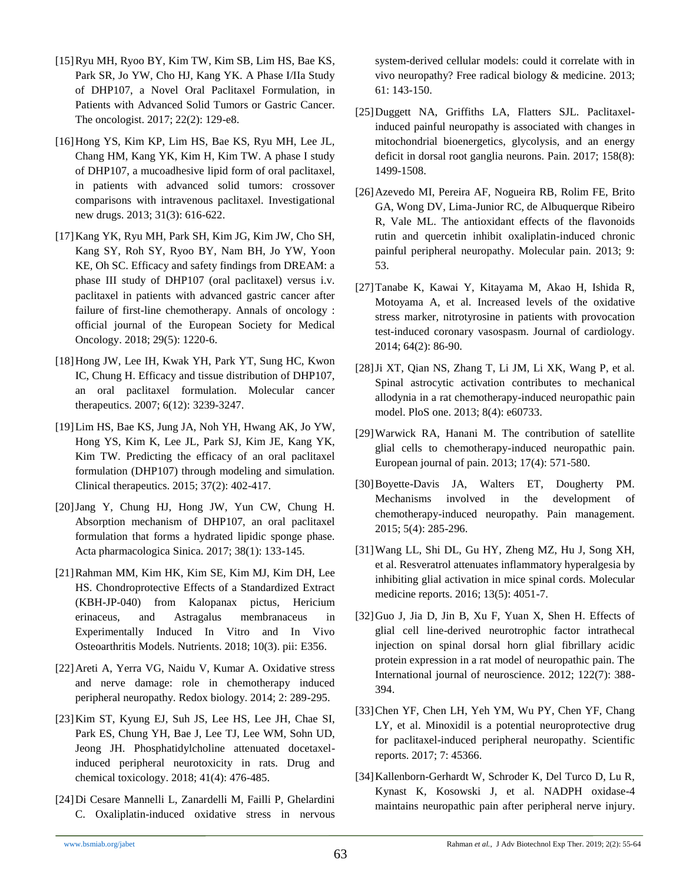[15] Ryu MH, Ryoo BY, Kim TW, Kim SB, Lim HS, Bae KS, Park SR, Jo YW, Cho HJ, Kang YK. A Phase I/IIa Study of DHP107, a Novel Oral Paclitaxel Formulation, in Patients with Advanced Solid Tumors or Gastric Cancer. The oncologist. 2017; 22(2): 129-e8.

[16] Hong YS, Kim KP, Lim HS, Bae KS, Ryu MH, Lee JL, Chang HM, Kang YK, Kim H, Kim TW. A phase I study of DHP107, a mucoadhesive lipid form of oral paclitaxel, in patients with advanced solid tumors: crossover comparisons with intravenous paclitaxel. Investigational new drugs. 2013; 31(3): 616-622.

[17] Kang YK, Ryu MH, Park SH, Kim JG, Kim JW, Cho SH, Kang SY, Roh SY, Ryoo BY, Nam BH, Jo YW, Yoon KE, Oh SC. Efficacy and safety findings from DREAM: a phase III study of DHP107 (oral paclitaxel) versus i.v. paclitaxel in patients with advanced gastric cancer after failure of first-line chemotherapy. Annals of oncology : official journal of the European Society for Medical Oncology. 2018; 29(5): 1220-6.

[18] Hong JW, Lee IH, Kwak YH, Park YT, Sung HC, Kwon IC, Chung H. Efficacy and tissue distribution of DHP107, an oral paclitaxel formulation. Molecular cancer therapeutics. 2007; 6(12): 3239-3247.

[19] Lim HS, Bae KS, Jung JA, Noh YH, Hwang AK, Jo YW, Hong YS, Kim K, Lee JL, Park SJ, Kim JE, Kang YK, Kim TW. Predicting the efficacy of an oral paclitaxel formulation (DHP107) through modeling and simulation. Clinical therapeutics. 2015; 37(2): 402-417.

[20] Jang Y, Chung HJ, Hong JW, Yun CW, Chung H. Absorption mechanism of DHP107, an oral paclitaxel formulation that forms a hydrated lipidic sponge phase. Acta pharmacologica Sinica. 2017; 38(1): 133-145.

[21] Rahman MM, Kim HK, Kim SE, Kim MJ, Kim DH, Lee HS. Chondroprotective Effects of a Standardized Extract (KBH-JP-040) from Kalopanax pictus, Hericium erinaceus, and Astragalus membranaceus in Experimentally Induced In Vitro and In Vivo Osteoarthritis Models. Nutrients. 2018; 10(3). pii: E356.

[22] Areti A, Yerra VG, Naidu V, Kumar A. Oxidative stress and nerve damage: role in chemotherapy induced peripheral neuropathy. Redox biology. 2014; 2: 289-295.

[23] Kim ST, Kyung EJ, Suh JS, Lee HS, Lee JH, Chae SI, Park ES, Chung YH, Bae J, Lee TJ, Lee WM, Sohn UD, Jeong JH. Phosphatidylcholine attenuated docetaxel-induced peripheral neurotoxicity in rats. Drug and chemical toxicology. 2018; 41(4): 476-485.

[24] Di Cesare Mannelli L, Zanardelli M, Failli P, Ghelardini C. Oxaliplatin-induced oxidative stress in nervous system-derived cellular models: could it correlate with in vivo neuropathy? Free radical biology & medicine. 2013; 61: 143-150.

[25] Duggett NA, Griffiths LA, Flatters SJL. Paclitaxel-induced painful neuropathy is associated with changes in mitochondrial bioenergetics, glycolysis, and an energy deficit in dorsal root ganglia neurons. Pain. 2017; 158(8): 1499-1508.

[26] Azevedo MI, Pereira AF, Nogueira RB, Rolim FE, Brito GA, Wong DV, Lima-Junior RC, de Albuquerque Ribeiro R, Vale ML. The antioxidant effects of the flavonoids rutin and quercetin inhibit oxaliplatin-induced chronic painful peripheral neuropathy. Molecular pain. 2013; 9: 53.

[27] Tanabe K, Kawai Y, Kitayama M, Akao H, Ishida R, Motoyama A, et al. Increased levels of the oxidative stress marker, nitrotyrosine in patients with provocation test-induced coronary vasospasm. Journal of cardiology. 2014; 64(2): 86-90.

[28] Ji XT, Qian NS, Zhang T, Li JM, Li XK, Wang P, et al. Spinal astrocytic activation contributes to mechanical allodynia in a rat chemotherapy-induced neuropathic pain model. PloS one. 2013; 8(4): e60733.

[29] Warwick RA, Hanani M. The contribution of satellite glial cells to chemotherapy-induced neuropathic pain. European journal of pain. 2013; 17(4): 571-580.

[30] Boyette-Davis JA, Walters ET, Dougherty PM. Mechanisms involved in the development of chemotherapy-induced neuropathy. Pain management. 2015; 5(4): 285-296.

[31] Wang LL, Shi DL, Gu HY, Zheng MZ, Hu J, Song XH, et al. Resveratrol attenuates inflammatory hyperalgesia by inhibiting glial activation in mice spinal cords. Molecular medicine reports. 2016; 13(5): 4051-7.

[32] Guo J, Jia D, Jin B, Xu F, Yuan X, Shen H. Effects of glial cell line-derived neurotrophic factor intrathecal injection on spinal dorsal horn glial fibrillary acidic protein expression in a rat model of neuropathic pain. The International journal of neuroscience. 2012; 122(7): 388-394.

[33] Chen YF, Chen LH, Yeh YM, Wu PY, Chen YF, Chang LY, et al. Minoxidil is a potential neuroprotective drug for paclitaxel-induced peripheral neuropathy. Scientific reports. 2017; 7: 45366.

[34] Kallenborn-Gerhardt W, Schroder K, Del Turco D, Lu R, Kynast K, Kosowski J, et al. NADPH oxidase-4 maintains neuropathic pain after peripheral nerve injury.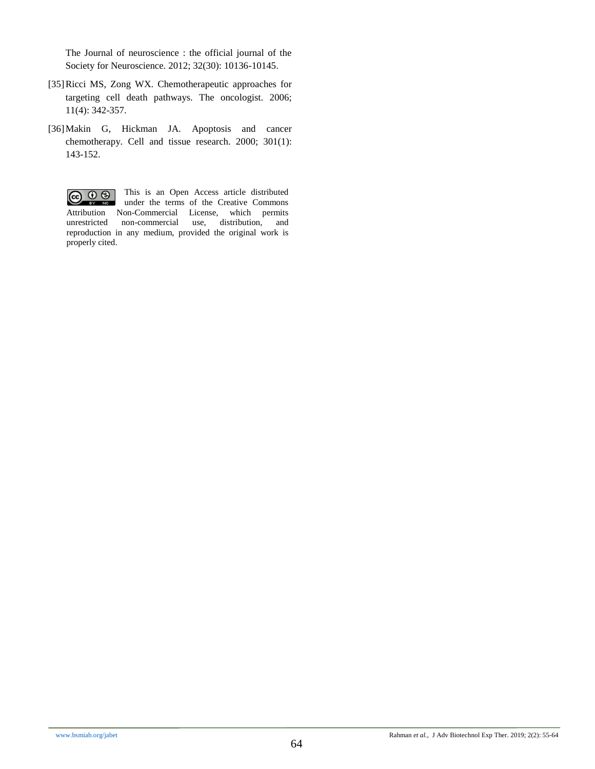The Journal of neuroscience : the official journal of the Society for Neuroscience. 2012; 32(30): 10136-10145.

[35] Ricci MS, Zong WX. Chemotherapeutic approaches for targeting cell death pathways. The oncologist. 2006; 11(4): 342-357.

[36] Makin G, Hickman JA. Apoptosis and cancer chemotherapy. Cell and tissue research. 2000; 301(1): 143-152.

This is an Open Access article distributed under the terms of the Creative Commons Attribution Non-Commercial License, which permits unrestricted non-commercial use, distribution, and reproduction in any medium, provided the original work is properly cited.